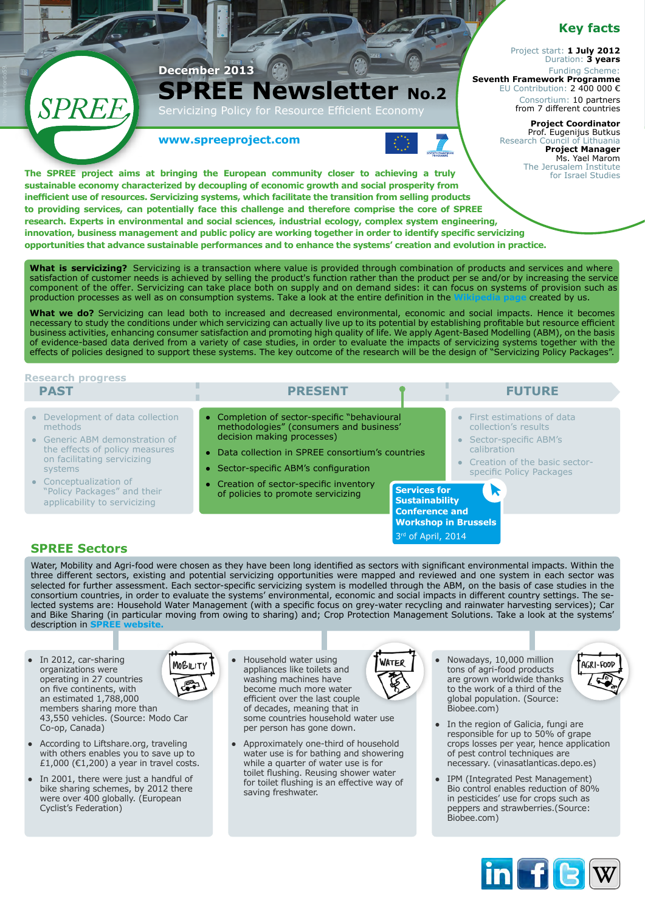December 2013

# SPREE Newsletter No.2

Servicizing Policy for Resource Efficient Economy

www.spreeproject.com

## Key facts

Project start: **1 July 2012**
Duration: **3 years**
Funding Scheme: **Seventh Framework Programme**
EU Contribution: 2 400 000 €
Consortium: 10 partners from 7 different countries

**Project Coordinator**
Prof. Eugenijus Butkus
Research Council of Lithuania

**Project Manager**
Ms. Yael Marom
The Jerusalem Institute for Israel Studies

**The SPREE project aims at bringing the European community closer to achieving a truly sustainable economy characterized by decoupling of economic growth and social prosperity from inefficient use of resources. Servicizing systems, which facilitate the transition from selling products to providing services, can potentially face this challenge and therefore comprise the core of SPREE research. Experts in environmental and social sciences, industrial ecology, complex system engineering, innovation, business management and public policy are working together in order to identify specific servicizing opportunities that advance sustainable performances and to enhance the systems' creation and evolution in practice.**

**What is servicizing?** Servicizing is a transaction where value is provided through combination of products and services and where satisfaction of customer needs is achieved by selling the product's function rather than the product per se and/or by increasing the service component of the offer. Servicizing can take place both on supply and on demand sides: it can focus on systems of provision such as production processes as well as on consumption systems. Take a look at the entire definition in the Wikipedia page created by us.

**What we do?** Servicizing can lead both to increased and decreased environmental, economic and social impacts. Hence it becomes necessary to study the conditions under which servicizing can actually live up to its potential by establishing profitable but resource efficient business activities, enhancing consumer satisfaction and promoting high quality of life. We apply Agent-Based Modelling (ABM), on the basis of evidence-based data derived from a variety of case studies, in order to evaluate the impacts of servicizing systems together with the effects of policies designed to support these systems. The key outcome of the research will be the design of "Servicizing Policy Packages".

## Research progress

### PAST

- Development of data collection methods
- Generic ABM demonstration of the effects of policy measures on facilitating servicizing systems
- Conceptualization of "Policy Packages" and their applicability to servicizing

### PRESENT

- Completion of sector-specific "behavioural methodologies" (consumers and business' decision making processes)
- Data collection in SPREE consortium's countries
- Sector-specific ABM's configuration
- Creation of sector-specific inventory of policies to promote servicizing

**Services for Sustainability Conference and Workshop in Brussels**
3rd of April, 2014

### FUTURE

- First estimations of data collection's results
- Sector-specific ABM's calibration
- Creation of the basic sector-specific Policy Packages

## SPREE Sectors

Water, Mobility and Agri-food were chosen as they have been long identified as sectors with significant environmental impacts. Within the three different sectors, existing and potential servicizing opportunities were mapped and reviewed and one system in each sector was selected for further assessment. Each sector-specific servicizing system is modelled through the ABM, on the basis of case studies in the consortium countries, in order to evaluate the systems' environmental, economic and social impacts in different country settings. The selected systems are: Household Water Management (with a specific focus on grey-water recycling and rainwater harvesting services); Car and Bike Sharing (in particular moving from owing to sharing) and; Crop Protection Management Solutions. Take a look at the systems' description in SPREE website.

### Mobility

- In 2012, car-sharing organizations were operating in 27 countries on five continents, with an estimated 1,788,000 members sharing more than 43,550 vehicles. (Source: Modo Car Co-op, Canada)
- According to Liftshare.org, traveling with others enables you to save up to £1,000 (€1,200) a year in travel costs.
- In 2001, there were just a handful of bike sharing schemes, by 2012 there were over 400 globally. (European Cyclist's Federation)

### Water

- Household water using appliances like toilets and washing machines have become much more water efficient over the last couple of decades, meaning that in some countries household water use per person has gone down.
- Approximately one-third of household water use is for bathing and showering while a quarter of water use is for toilet flushing. Reusing shower water for toilet flushing is an effective way of saving freshwater.

### Agri-food

- Nowadays, 10,000 million tons of agri-food products are grown worldwide thanks to the work of a third of the global population. (Source: Biobee.com)
- In the region of Galicia, fungi are responsible for up to 50% of grape crops losses per year, hence application of pest control techniques are necessary. (vinasatlanticas.depo.es)
- IPM (Integrated Pest Management) Bio control enables reduction of 80% in pesticides' use for crops such as peppers and strawberries.(Source: Biobee.com)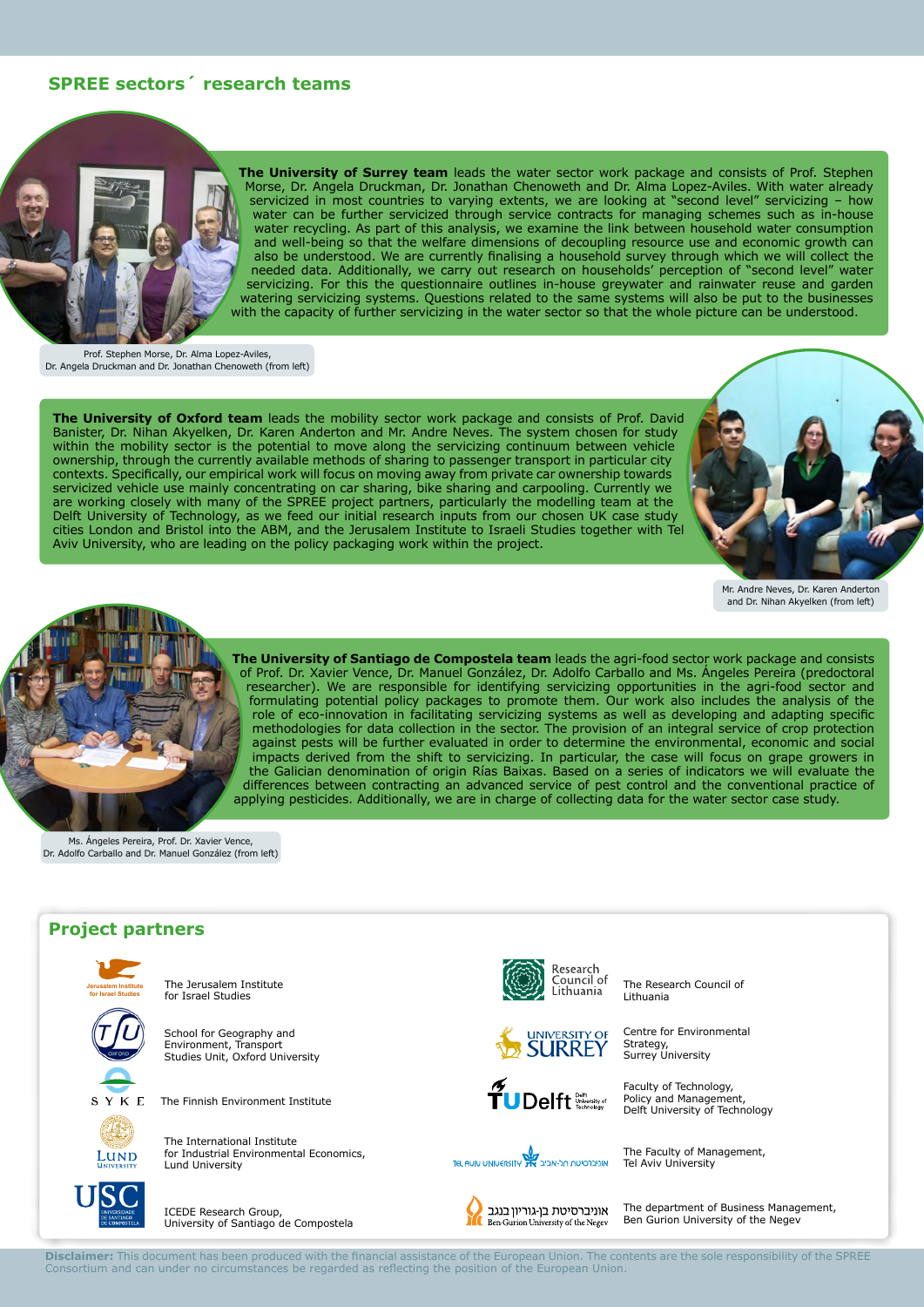## SPREE sectors´ research teams

**The University of Surrey team** leads the water sector work package and consists of Prof. Stephen Morse, Dr. Angela Druckman, Dr. Jonathan Chenoweth and Dr. Alma Lopez-Aviles. With water already servicized in most countries to varying extents, we are looking at "second level" servicizing – how water can be further servicized through service contracts for managing schemes such as in-house water recycling. As part of this analysis, we examine the link between household water consumption and well-being so that the welfare dimensions of decoupling resource use and economic growth can also be understood. We are currently finalising a household survey through which we will collect the needed data. Additionally, we carry out research on households' perception of "second level" water servicizing. For this the questionnaire outlines in-house greywater and rainwater reuse and garden watering servicizing systems. Questions related to the same systems will also be put to the businesses with the capacity of further servicizing in the water sector so that the whole picture can be understood.

Prof. Stephen Morse, Dr. Alma Lopez-Aviles, Dr. Angela Druckman and Dr. Jonathan Chenoweth (from left)

**The University of Oxford team** leads the mobility sector work package and consists of Prof. David Banister, Dr. Nihan Akyelken, Dr. Karen Anderton and Mr. Andre Neves. The system chosen for study within the mobility sector is the potential to move along the servicizing continuum between vehicle ownership, through the currently available methods of sharing to passenger transport in particular city contexts. Specifically, our empirical work will focus on moving away from private car ownership towards servicized vehicle use mainly concentrating on car sharing, bike sharing and carpooling. Currently we are working closely with many of the SPREE project partners, particularly the modelling team at the Delft University of Technology, as we feed our initial research inputs from our chosen UK case study cities London and Bristol into the ABM, and the Jerusalem Institute to Israeli Studies together with Tel Aviv University, who are leading on the policy packaging work within the project.

Mr. Andre Neves, Dr. Karen Anderton and Dr. Nihan Akyelken (from left)

**The University of Santiago de Compostela team** leads the agri-food sector work package and consists of Prof. Dr. Xavier Vence, Dr. Manuel González, Dr. Adolfo Carballo and Ms. Ángeles Pereira (predoctoral researcher). We are responsible for identifying servicizing opportunities in the agri-food sector and formulating potential policy packages to promote them. Our work also includes the analysis of the role of eco-innovation in facilitating servicizing systems as well as developing and adapting specific methodologies for data collection in the sector. The provision of an integral service of crop protection against pests will be further evaluated in order to determine the environmental, economic and social impacts derived from the shift to servicizing. In particular, the case will focus on grape growers in the Galician denomination of origin Rías Baixas. Based on a series of indicators we will evaluate the differences between contracting an advanced service of pest control and the conventional practice of applying pesticides. Additionally, we are in charge of collecting data for the water sector case study.

Ms. Ángeles Pereira, Prof. Dr. Xavier Vence, Dr. Adolfo Carballo and Dr. Manuel González (from left)

## Project partners

- The Jerusalem Institute for Israel Studies
- School for Geography and Environment, Transport Studies Unit, Oxford University
- The Finnish Environment Institute
- The International Institute for Industrial Environmental Economics, Lund University
- ICEDE Research Group, University of Santiago de Compostela
- The Research Council of Lithuania
- Centre for Environmental Strategy, Surrey University
- Faculty of Technology, Policy and Management, Delft University of Technology
- The Faculty of Management, Tel Aviv University
- The department of Business Management, Ben Gurion University of the Negev

**Disclaimer:** This document has been produced with the financial assistance of the European Union. The contents are the sole responsibility of the SPREE Consortium and can under no circumstances be regarded as reflecting the position of the European Union.